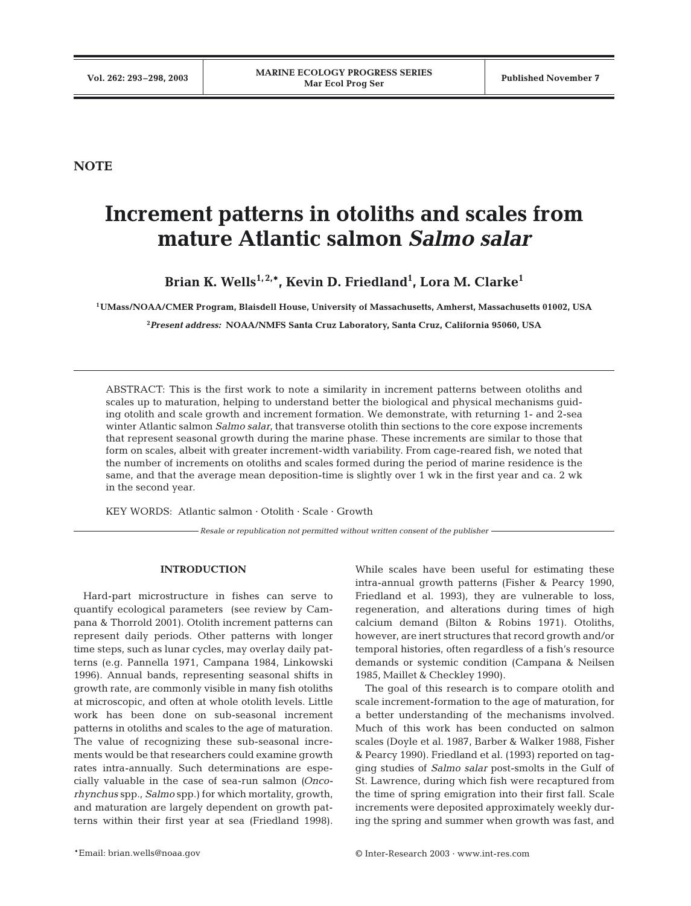NOTE

# Increment patterns in otoliths and scales from mature Atlantic salmon *Salmo salar*

**Brian K. Wells[1,2,*], Kevin D. Friedland[1], Lora M. Clarke[1]**

[1]UMass/NOAA/CMER Program, Blaisdell House, University of Massachusetts, Amherst, Massachusetts 01002, USA

[2]*Present address:* NOAA/NMFS Santa Cruz Laboratory, Santa Cruz, California 95060, USA

ABSTRACT: This is the first work to note a similarity in increment patterns between otoliths and scales up to maturation, helping to understand better the biological and physical mechanisms guiding otolith and scale growth and increment formation. We demonstrate, with returning 1- and 2-sea winter Atlantic salmon *Salmo salar*, that transverse otolith thin sections to the core expose increments that represent seasonal growth during the marine phase. These increments are similar to those that form on scales, albeit with greater increment-width variability. From cage-reared fish, we noted that the number of increments on otoliths and scales formed during the period of marine residence is the same, and that the average mean deposition-time is slightly over 1 wk in the first year and ca. 2 wk in the second year.

KEY WORDS: Atlantic salmon · Otolith · Scale · Growth

*Resale or republication not permitted without written consent of the publisher*

## INTRODUCTION

Hard-part microstructure in fishes can serve to quantify ecological parameters (see review by Campana & Thorrold 2001). Otolith increment patterns can represent daily periods. Other patterns with longer time steps, such as lunar cycles, may overlay daily patterns (e.g. Pannella 1971, Campana 1984, Linkowski 1996). Annual bands, representing seasonal shifts in growth rate, are commonly visible in many fish otoliths at microscopic, and often at whole otolith levels. Little work has been done on sub-seasonal increment patterns in otoliths and scales to the age of maturation. The value of recognizing these sub-seasonal increments would be that researchers could examine growth rates intra-annually. Such determinations are especially valuable in the case of sea-run salmon (*Oncorhynchus* spp., *Salmo* spp.) for which mortality, growth, and maturation are largely dependent on growth patterns within their first year at sea (Friedland 1998). While scales have been useful for estimating these intra-annual growth patterns (Fisher & Pearcy 1990, Friedland et al. 1993), they are vulnerable to loss, regeneration, and alterations during times of high calcium demand (Bilton & Robins 1971). Otoliths, however, are inert structures that record growth and/or temporal histories, often regardless of a fish's resource demands or systemic condition (Campana & Neilsen 1985, Maillet & Checkley 1990).

The goal of this research is to compare otolith and scale increment-formation to the age of maturation, for a better understanding of the mechanisms involved. Much of this work has been conducted on salmon scales (Doyle et al. 1987, Barber & Walker 1988, Fisher & Pearcy 1990). Friedland et al. (1993) reported on tagging studies of *Salmo salar* post-smolts in the Gulf of St. Lawrence, during which fish were recaptured from the time of spring emigration into their first fall. Scale increments were deposited approximately weekly during the spring and summer when growth was fast, and

*Email: brian.wells@noaa.gov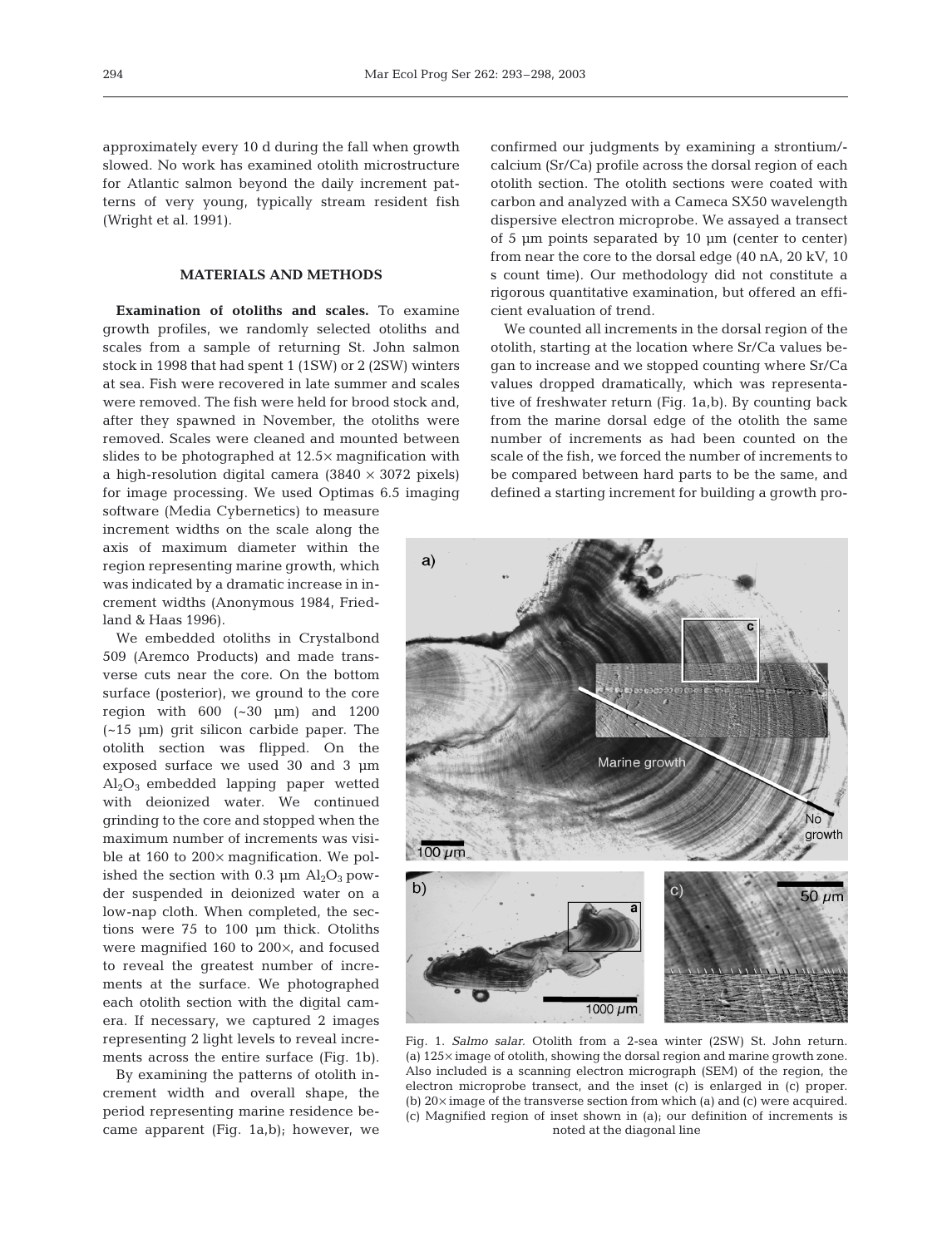approximately every 10 d during the fall when growth slowed. No work has examined otolith microstructure for Atlantic salmon beyond the daily increment patterns of very young, typically stream resident fish (Wright et al. 1991).

## MATERIALS AND METHODS

**Examination of otoliths and scales.** To examine growth profiles, we randomly selected otoliths and scales from a sample of returning St. John salmon stock in 1998 that had spent 1 (1SW) or 2 (2SW) winters at sea. Fish were recovered in late summer and scales were removed. The fish were held for brood stock and, after they spawned in November, the otoliths were removed. Scales were cleaned and mounted between slides to be photographed at 12.5× magnification with a high-resolution digital camera (3840 × 3072 pixels) for image processing. We used Optimas 6.5 imaging software (Media Cybernetics) to measure increment widths on the scale along the axis of maximum diameter within the region representing marine growth, which was indicated by a dramatic increase in increment widths (Anonymous 1984, Friedland & Haas 1996).

We embedded otoliths in Crystalbond 509 (Aremco Products) and made transverse cuts near the core. On the bottom surface (posterior), we ground to the core region with 600 (~30 µm) and 1200 (~15 µm) grit silicon carbide paper. The otolith section was flipped. On the exposed surface we used 30 and 3 µm $Al_2O_3$ embedded lapping paper wetted with deionized water. We continued grinding to the core and stopped when the maximum number of increments was visible at 160 to 200× magnification. We polished the section with 0.3 µm $Al_2O_3$ powder suspended in deionized water on a low-nap cloth. When completed, the sections were 75 to 100 µm thick. Otoliths were magnified 160 to 200×, and focused to reveal the greatest number of increments at the surface. We photographed each otolith section with the digital camera. If necessary, we captured 2 images representing 2 light levels to reveal increments across the entire surface (Fig. 1b).

By examining the patterns of otolith increment width and overall shape, the period representing marine residence became apparent (Fig. 1a,b); however, we confirmed our judgments by examining a strontium/-calcium (Sr/Ca) profile across the dorsal region of each otolith section. The otolith sections were coated with carbon and analyzed with a Cameca SX50 wavelength dispersive electron microprobe. We assayed a transect of 5 µm points separated by 10 µm (center to center) from near the core to the dorsal edge (40 nA, 20 kV, 10 s count time). Our methodology did not constitute a rigorous quantitative examination, but offered an efficient evaluation of trend.

We counted all increments in the dorsal region of the otolith, starting at the location where Sr/Ca values began to increase and we stopped counting where Sr/Ca values dropped dramatically, which was representative of freshwater return (Fig. 1a,b). By counting back from the marine dorsal edge of the otolith the same number of increments as had been counted on the scale of the fish, we forced the number of increments to be compared between hard parts to be the same, and defined a starting increment for building a growth pro-

Fig. 1. *Salmo salar.* Otolith from a 2-sea winter (2SW) St. John return. (a) 125× image of otolith, showing the dorsal region and marine growth zone. Also included is a scanning electron micrograph (SEM) of the region, the electron microprobe transect, and the inset (c) is enlarged in (c) proper. (b) 20× image of the transverse section from which (a) and (c) were acquired. (c) Magnified region of inset shown in (a); our definition of increments is noted at the diagonal line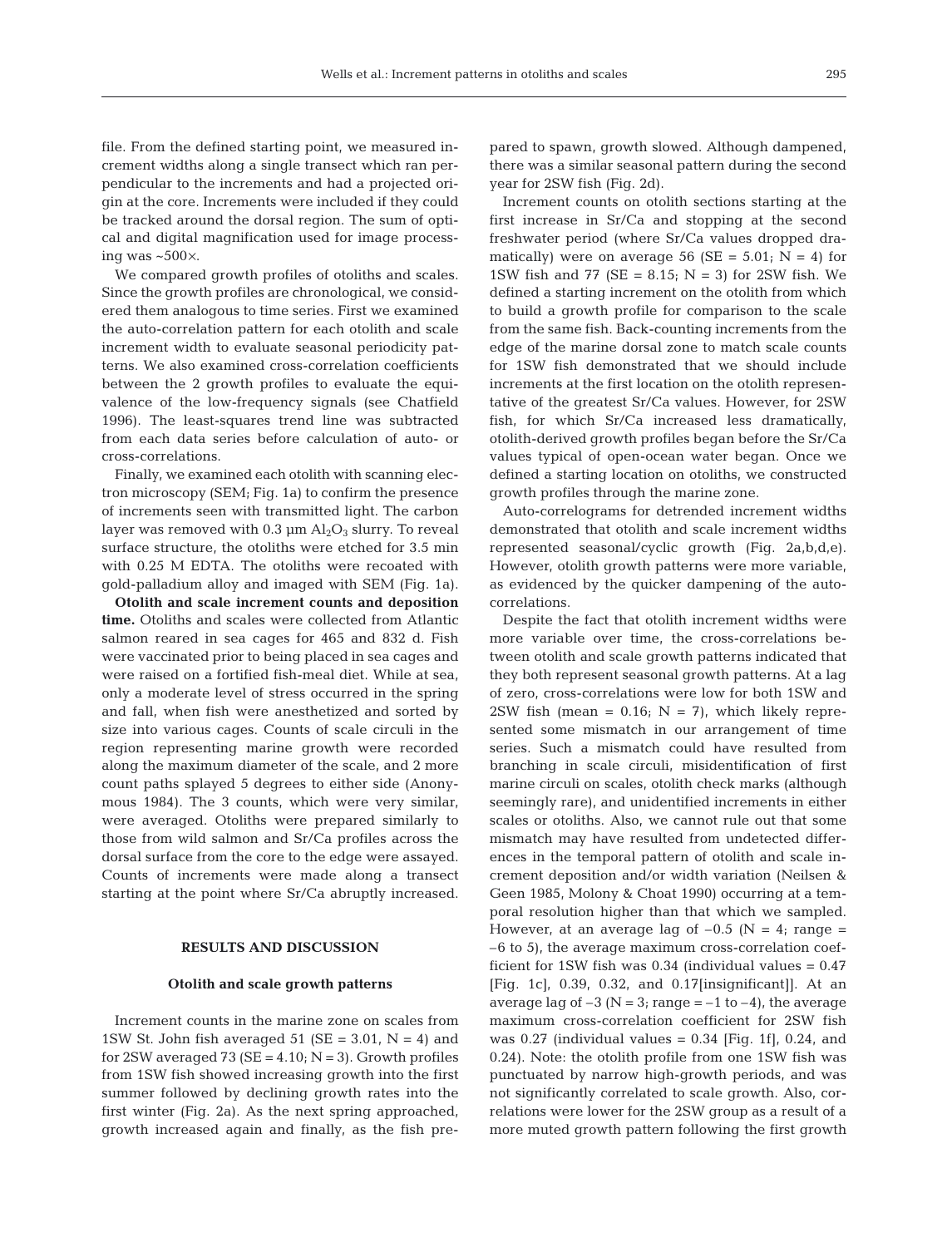file. From the defined starting point, we measured increment widths along a single transect which ran perpendicular to the increments and had a projected origin at the core. Increments were included if they could be tracked around the dorsal region. The sum of optical and digital magnification used for image processing was ~500×.

We compared growth profiles of otoliths and scales. Since the growth profiles are chronological, we considered them analogous to time series. First we examined the auto-correlation pattern for each otolith and scale increment width to evaluate seasonal periodicity patterns. We also examined cross-correlation coefficients between the 2 growth profiles to evaluate the equivalence of the low-frequency signals (see Chatfield 1996). The least-squares trend line was subtracted from each data series before calculation of auto- or cross-correlations.

Finally, we examined each otolith with scanning electron microscopy (SEM; Fig. 1a) to confirm the presence of increments seen with transmitted light. The carbon layer was removed with 0.3 µm $Al_2O_3$ slurry. To reveal surface structure, the otoliths were etched for 3.5 min with 0.25 M EDTA. The otoliths were recoated with gold-palladium alloy and imaged with SEM (Fig. 1a).

**Otolith and scale increment counts and deposition time.** Otoliths and scales were collected from Atlantic salmon reared in sea cages for 465 and 832 d. Fish were vaccinated prior to being placed in sea cages and were raised on a fortified fish-meal diet. While at sea, only a moderate level of stress occurred in the spring and fall, when fish were anesthetized and sorted by size into various cages. Counts of scale circuli in the region representing marine growth were recorded along the maximum diameter of the scale, and 2 more count paths splayed 5 degrees to either side (Anonymous 1984). The 3 counts, which were very similar, were averaged. Otoliths were prepared similarly to those from wild salmon and Sr/Ca profiles across the dorsal surface from the core to the edge were assayed. Counts of increments were made along a transect starting at the point where Sr/Ca abruptly increased.

## RESULTS AND DISCUSSION

### Otolith and scale growth patterns

Increment counts in the marine zone on scales from 1SW St. John fish averaged 51 (SE = 3.01, N = 4) and for 2SW averaged 73 (SE = 4.10; N = 3). Growth profiles from 1SW fish showed increasing growth into the first summer followed by declining growth rates into the first winter (Fig. 2a). As the next spring approached, growth increased again and finally, as the fish prepared to spawn, growth slowed. Although dampened, there was a similar seasonal pattern during the second year for 2SW fish (Fig. 2d).

Increment counts on otolith sections starting at the first increase in Sr/Ca and stopping at the second freshwater period (where Sr/Ca values dropped dramatically) were on average 56 (SE = 5.01; N = 4) for 1SW fish and 77 (SE = 8.15; N = 3) for 2SW fish. We defined a starting increment on the otolith from which to build a growth profile for comparison to the scale from the same fish. Back-counting increments from the edge of the marine dorsal zone to match scale counts for 1SW fish demonstrated that we should include increments at the first location on the otolith representative of the greatest Sr/Ca values. However, for 2SW fish, for which Sr/Ca increased less dramatically, otolith-derived growth profiles began before the Sr/Ca values typical of open-ocean water began. Once we defined a starting location on otoliths, we constructed growth profiles through the marine zone.

Auto-correlograms for detrended increment widths demonstrated that otolith and scale increment widths represented seasonal/cyclic growth (Fig. 2a,b,d,e). However, otolith growth patterns were more variable, as evidenced by the quicker dampening of the auto-correlations.

Despite the fact that otolith increment widths were more variable over time, the cross-correlations between otolith and scale growth patterns indicated that they both represent seasonal growth patterns. At a lag of zero, cross-correlations were low for both 1SW and 2SW fish (mean = 0.16; N = 7), which likely represented some mismatch in our arrangement of time series. Such a mismatch could have resulted from branching in scale circuli, misidentification of first marine circuli on scales, otolith check marks (although seemingly rare), and unidentified increments in either scales or otoliths. Also, we cannot rule out that some mismatch may have resulted from undetected differences in the temporal pattern of otolith and scale increment deposition and/or width variation (Neilsen & Geen 1985, Molony & Choat 1990) occurring at a temporal resolution higher than that which we sampled. However, at an average lag of –0.5 (N = 4; range = –6 to 5), the average maximum cross-correlation coefficient for 1SW fish was 0.34 (individual values = 0.47 [Fig. 1c], 0.39, 0.32, and 0.17[insignificant]). At an average lag of –3 (N = 3; range = –1 to –4), the average maximum cross-correlation coefficient for 2SW fish was 0.27 (individual values = 0.34 [Fig. 1f], 0.24, and 0.24). Note: the otolith profile from one 1SW fish was punctuated by narrow high-growth periods, and was not significantly correlated to scale growth. Also, correlations were lower for the 2SW group as a result of a more muted growth pattern following the first growth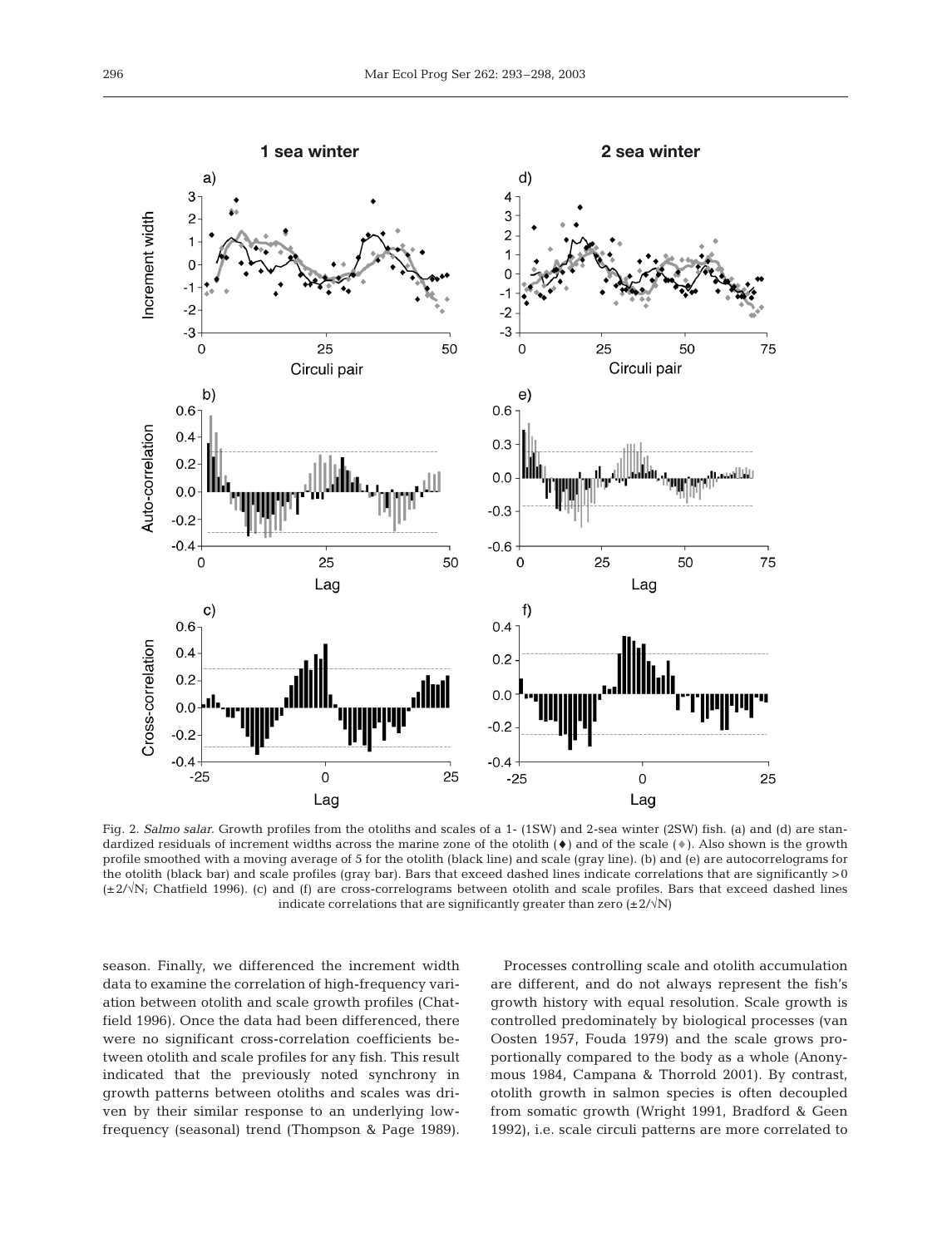1 sea winter

2 sea winter

a)

Increment width

3
2
1
0
-1
-2
-3

0 25 50

Circuli pair

d)

4
3
2
1
0
-1
-2
-3

0 25 50 75

Circuli pair

b)

Auto-correlation

0.6
0.4
0.2
0.0
-0.2
-0.4

0 25 50

Lag

e)

0.6
0.3
0.0
-0.3
-0.6

0 25 50 75

Lag

c)

Cross-correlation

0.6
0.4
0.2
0.0
-0.2
-0.4

-25 0 25

Lag

f)

0.4
0.2
0.0
-0.2
-0.4

-25 0 25

Lag

Fig. 2. *Salmo salar*. Growth profiles from the otoliths and scales of a 1- (1SW) and 2-sea winter (2SW) fish. (a) and (d) are standardized residuals of increment widths across the marine zone of the otolith (♦) and of the scale (♦). Also shown is the growth profile smoothed with a moving average of 5 for the otolith (black line) and scale (gray line). (b) and (e) are autocorrelograms for the otolith (black bar) and scale profiles (gray bar). Bars that exceed dashed lines indicate correlations that are significantly >0 ($\pm 2/\sqrt{N}$; Chatfield 1996). (c) and (f) are cross-correlograms between otolith and scale profiles. Bars that exceed dashed lines indicate correlations that are significantly greater than zero ($\pm 2/\sqrt{N}$)

season. Finally, we differenced the increment width data to examine the correlation of high-frequency variation between otolith and scale growth profiles (Chatfield 1996). Once the data had been differenced, there were no significant cross-correlation coefficients between otolith and scale profiles for any fish. This result indicated that the previously noted synchrony in growth patterns between otoliths and scales was driven by their similar response to an underlying low-frequency (seasonal) trend (Thompson & Page 1989).

Processes controlling scale and otolith accumulation are different, and do not always represent the fish's growth history with equal resolution. Scale growth is controlled predominately by biological processes (van Oosten 1957, Fouda 1979) and the scale grows proportionally compared to the body as a whole (Anonymous 1984, Campana & Thorrold 2001). By contrast, otolith growth in salmon species is often decoupled from somatic growth (Wright 1991, Bradford & Geen 1992), i.e. scale circuli patterns are more correlated to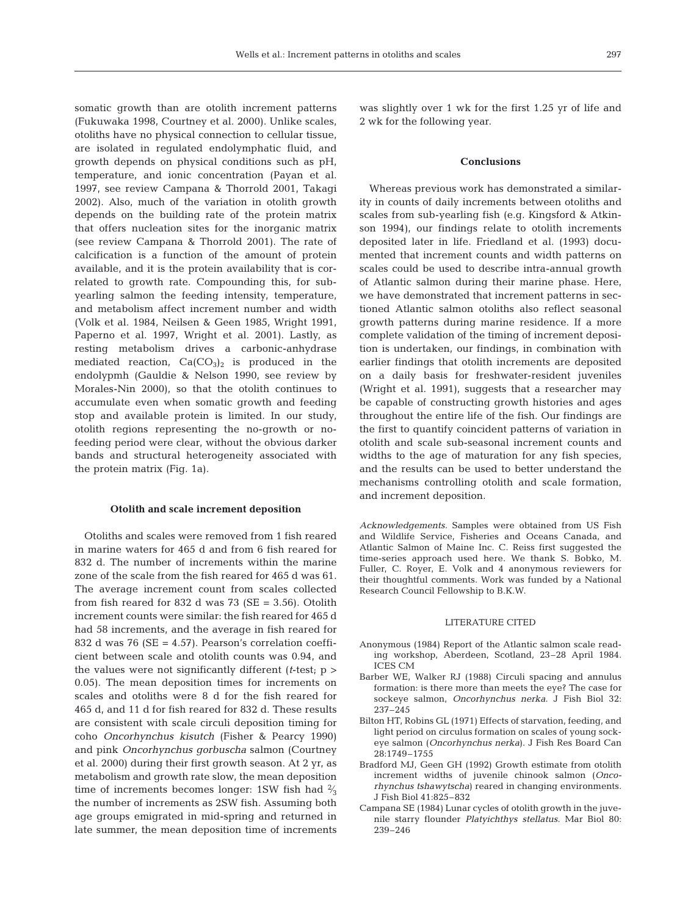somatic growth than are otolith increment patterns (Fukuwaka 1998, Courtney et al. 2000). Unlike scales, otoliths have no physical connection to cellular tissue, are isolated in regulated endolymphatic fluid, and growth depends on physical conditions such as pH, temperature, and ionic concentration (Payan et al. 1997, see review Campana & Thorrold 2001, Takagi 2002). Also, much of the variation in otolith growth depends on the building rate of the protein matrix that offers nucleation sites for the inorganic matrix (see review Campana & Thorrold 2001). The rate of calcification is a function of the amount of protein available, and it is the protein availability that is correlated to growth rate. Compounding this, for sub-yearling salmon the feeding intensity, temperature, and metabolism affect increment number and width (Volk et al. 1984, Neilsen & Geen 1985, Wright 1991, Paperno et al. 1997, Wright et al. 2001). Lastly, as resting metabolism drives a carbonic-anhydrase mediated reaction, $Ca(CO_3)_2$ is produced in the endolypmh (Gauldie & Nelson 1990, see review by Morales-Nin 2000), so that the otolith continues to accumulate even when somatic growth and feeding stop and available protein is limited. In our study, otolith regions representing the no-growth or no-feeding period were clear, without the obvious darker bands and structural heterogeneity associated with the protein matrix (Fig. 1a).

### Otolith and scale increment deposition

Otoliths and scales were removed from 1 fish reared in marine waters for 465 d and from 6 fish reared for 832 d. The number of increments within the marine zone of the scale from the fish reared for 465 d was 61. The average increment count from scales collected from fish reared for 832 d was 73 (SE = 3.56). Otolith increment counts were similar: the fish reared for 465 d had 58 increments, and the average in fish reared for 832 d was 76 (SE = 4.57). Pearson's correlation coefficient between scale and otolith counts was 0.94, and the values were not significantly different (*t*-test; $p > 0.05$). The mean deposition times for increments on scales and otoliths were 8 d for the fish reared for 465 d, and 11 d for fish reared for 832 d. These results are consistent with scale circuli deposition timing for coho *Oncorhynchus kisutch* (Fisher & Pearcy 1990) and pink *Oncorhynchus gorbuscha* salmon (Courtney et al. 2000) during their first growth season. At 2 yr, as metabolism and growth rate slow, the mean deposition time of increments becomes longer: 1SW fish had $\frac{2}{3}$ the number of increments as 2SW fish. Assuming both age groups emigrated in mid-spring and returned in late summer, the mean deposition time of increments was slightly over 1 wk for the first 1.25 yr of life and 2 wk for the following year.

### Conclusions

Whereas previous work has demonstrated a similarity in counts of daily increments between otoliths and scales from sub-yearling fish (e.g. Kingsford & Atkinson 1994), our findings relate to otolith increments deposited later in life. Friedland et al. (1993) documented that increment counts and width patterns on scales could be used to describe intra-annual growth of Atlantic salmon during their marine phase. Here, we have demonstrated that increment patterns in sectioned Atlantic salmon otoliths also reflect seasonal growth patterns during marine residence. If a more complete validation of the timing of increment deposition is undertaken, our findings, in combination with earlier findings that otolith increments are deposited on a daily basis for freshwater-resident juveniles (Wright et al. 1991), suggests that a researcher may be capable of constructing growth histories and ages throughout the entire life of the fish. Our findings are the first to quantify coincident patterns of variation in otolith and scale sub-seasonal increment counts and widths to the age of maturation for any fish species, and the results can be used to better understand the mechanisms controlling otolith and scale formation, and increment deposition.

*Acknowledgements.* Samples were obtained from US Fish and Wildlife Service, Fisheries and Oceans Canada, and Atlantic Salmon of Maine Inc. C. Reiss first suggested the time-series approach used here. We thank S. Bobko, M. Fuller, C. Royer, E. Volk and 4 anonymous reviewers for their thoughtful comments. Work was funded by a National Research Council Fellowship to B.K.W.

### LITERATURE CITED

- Anonymous (1984) Report of the Atlantic salmon scale reading workshop, Aberdeen, Scotland, 23–28 April 1984. ICES CM
- Barber WE, Walker RJ (1988) Circuli spacing and annulus formation: is there more than meets the eye? The case for sockeye salmon, *Oncorhynchus nerka*. J Fish Biol 32: 237–245
- Bilton HT, Robins GL (1971) Effects of starvation, feeding, and light period on circulus formation on scales of young sockeye salmon (*Oncorhynchus nerka*). J Fish Res Board Can 28:1749–1755
- Bradford MJ, Geen GH (1992) Growth estimate from otolith increment widths of juvenile chinook salmon (*Oncorhynchus tshawytscha*) reared in changing environments. J Fish Biol 41:825–832
- Campana SE (1984) Lunar cycles of otolith growth in the juvenile starry flounder *Platyichthys stellatus*. Mar Biol 80: 239–246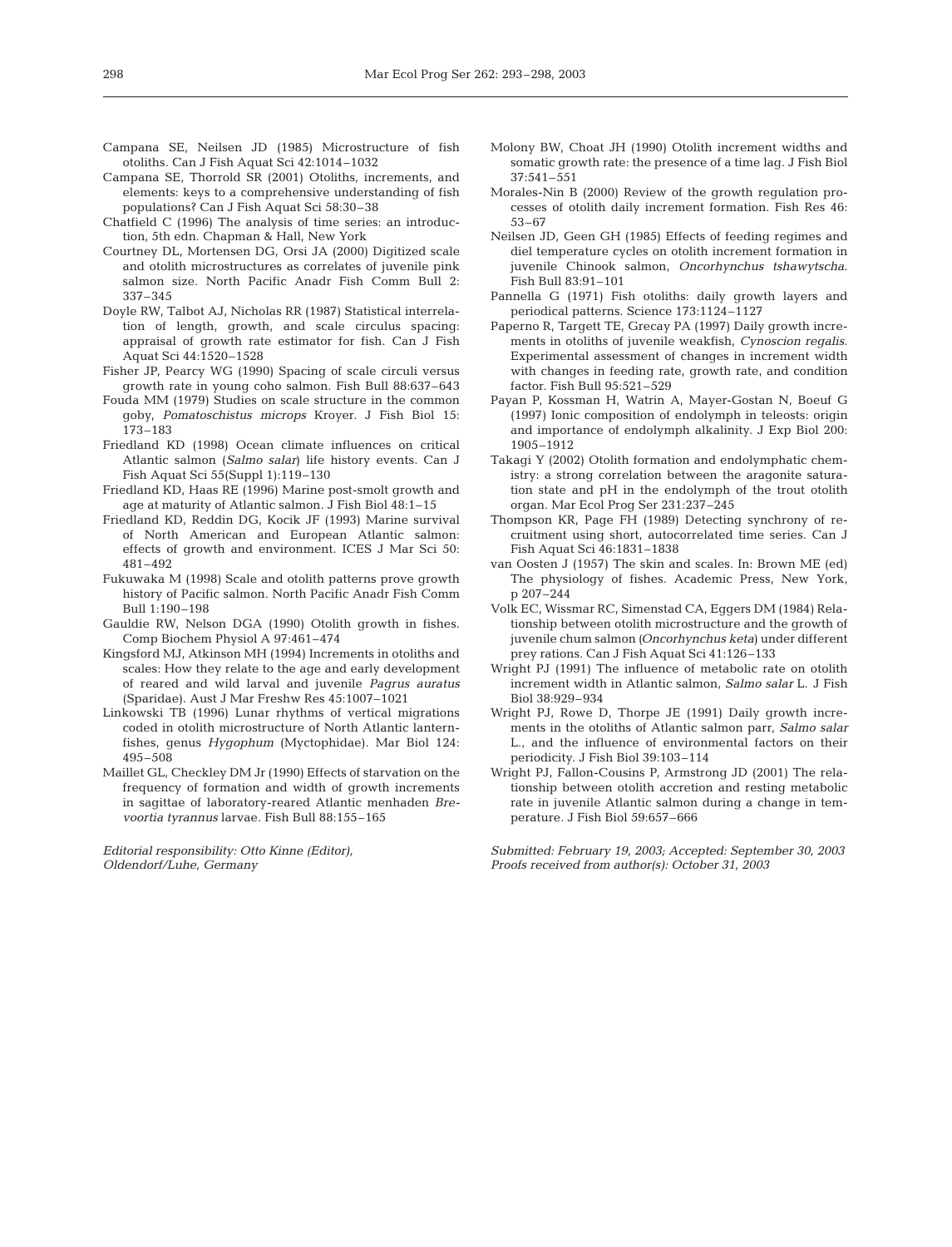Campana SE, Neilsen JD (1985) Microstructure of fish otoliths. Can J Fish Aquat Sci 42:1014–1032

Campana SE, Thorrold SR (2001) Otoliths, increments, and elements: keys to a comprehensive understanding of fish populations? Can J Fish Aquat Sci 58:30–38

Chatfield C (1996) The analysis of time series: an introduction, 5th edn. Chapman & Hall, New York

Courtney DL, Mortensen DG, Orsi JA (2000) Digitized scale and otolith microstructures as correlates of juvenile pink salmon size. North Pacific Anadr Fish Comm Bull 2: 337–345

Doyle RW, Talbot AJ, Nicholas RR (1987) Statistical interrelation of length, growth, and scale circulus spacing: appraisal of growth rate estimator for fish. Can J Fish Aquat Sci 44:1520–1528

Fisher JP, Pearcy WG (1990) Spacing of scale circuli versus growth rate in young coho salmon. Fish Bull 88:637–643

Fouda MM (1979) Studies on scale structure in the common goby, *Pomatoschistus microps* Kroyer. J Fish Biol 15: 173–183

Friedland KD (1998) Ocean climate influences on critical Atlantic salmon (*Salmo salar*) life history events. Can J Fish Aquat Sci 55(Suppl 1):119–130

Friedland KD, Haas RE (1996) Marine post-smolt growth and age at maturity of Atlantic salmon. J Fish Biol 48:1–15

Friedland KD, Reddin DG, Kocik JF (1993) Marine survival of North American and European Atlantic salmon: effects of growth and environment. ICES J Mar Sci 50: 481–492

Fukuwaka M (1998) Scale and otolith patterns prove growth history of Pacific salmon. North Pacific Anadr Fish Comm Bull 1:190–198

Gauldie RW, Nelson DGA (1990) Otolith growth in fishes. Comp Biochem Physiol A 97:461–474

Kingsford MJ, Atkinson MH (1994) Increments in otoliths and scales: How they relate to the age and early development of reared and wild larval and juvenile *Pagrus auratus* (Sparidae). Aust J Mar Freshw Res 45:1007–1021

Linkowski TB (1996) Lunar rhythms of vertical migrations coded in otolith microstructure of North Atlantic lanternfishes, genus *Hygophum* (Myctophidae). Mar Biol 124: 495–508

Maillet GL, Checkley DM Jr (1990) Effects of starvation on the frequency of formation and width of growth increments in sagittae of laboratory-reared Atlantic menhaden *Brevoortia tyrannus* larvae. Fish Bull 88:155–165

Molony BW, Choat JH (1990) Otolith increment widths and somatic growth rate: the presence of a time lag. J Fish Biol 37:541–551

Morales-Nin B (2000) Review of the growth regulation processes of otolith daily increment formation. Fish Res 46: 53–67

Neilsen JD, Geen GH (1985) Effects of feeding regimes and diel temperature cycles on otolith increment formation in juvenile Chinook salmon, *Oncorhynchus tshawytscha*. Fish Bull 83:91–101

Pannella G (1971) Fish otoliths: daily growth layers and periodical patterns. Science 173:1124–1127

Paperno R, Targett TE, Grecay PA (1997) Daily growth increments in otoliths of juvenile weakfish, *Cynoscion regalis*. Experimental assessment of changes in increment width with changes in feeding rate, growth rate, and condition factor. Fish Bull 95:521–529

Payan P, Kossman H, Watrin A, Mayer-Gostan N, Boeuf G (1997) Ionic composition of endolymph in teleosts: origin and importance of endolymph alkalinity. J Exp Biol 200: 1905–1912

Takagi Y (2002) Otolith formation and endolymphatic chemistry: a strong correlation between the aragonite saturation state and pH in the endolymph of the trout otolith organ. Mar Ecol Prog Ser 231:237–245

Thompson KR, Page FH (1989) Detecting synchrony of recruitment using short, autocorrelated time series. Can J Fish Aquat Sci 46:1831–1838

van Oosten J (1957) The skin and scales. In: Brown ME (ed) The physiology of fishes. Academic Press, New York, p 207–244

Volk EC, Wissmar RC, Simenstad CA, Eggers DM (1984) Relationship between otolith microstructure and the growth of juvenile chum salmon (*Oncorhynchus keta*) under different prey rations. Can J Fish Aquat Sci 41:126–133

Wright PJ (1991) The influence of metabolic rate on otolith increment width in Atlantic salmon, *Salmo salar* L. J Fish Biol 38:929–934

Wright PJ, Rowe D, Thorpe JE (1991) Daily growth increments in the otoliths of Atlantic salmon parr, *Salmo salar* L., and the influence of environmental factors on their periodicity. J Fish Biol 39:103–114

Wright PJ, Fallon-Cousins P, Armstrong JD (2001) The relationship between otolith accretion and resting metabolic rate in juvenile Atlantic salmon during a change in temperature. J Fish Biol 59:657–666

*Editorial responsibility: Otto Kinne (Editor), Oldendorf/Luhe, Germany*

*Submitted: February 19, 2003; Accepted: September 30, 2003*
*Proofs received from author(s): October 31, 2003*